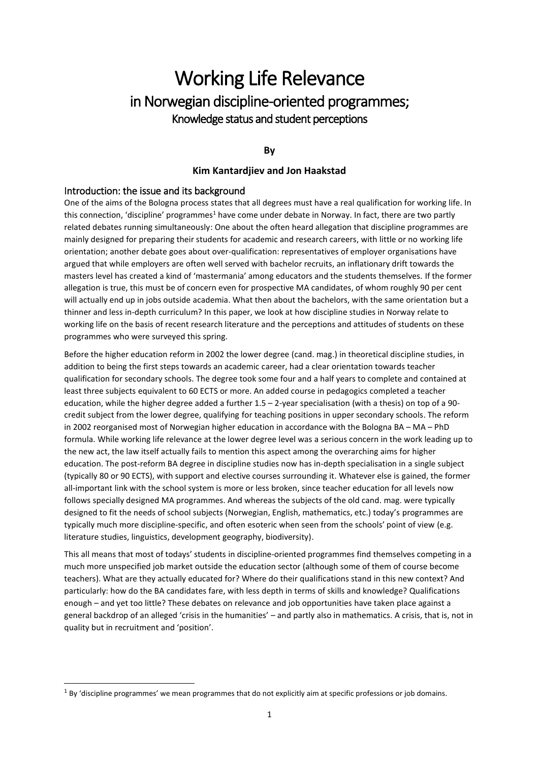# Working Life Relevance

## in Norwegian discipline-oriented programmes;

### Knowledge status and student perceptions

**By**

**Kim Kantardjiev and Jon Haakstad**

## Introduction: the issue and its background

One of the aims of the Bologna process states that all degrees must have a real qualification for working life. In this connection, 'discipline' programmes[1] have come under debate in Norway. In fact, there are two partly related debates running simultaneously: One about the often heard allegation that discipline programmes are mainly designed for preparing their students for academic and research careers, with little or no working life orientation; another debate goes about over-qualification: representatives of employer organisations have argued that while employers are often well served with bachelor recruits, an inflationary drift towards the masters level has created a kind of 'mastermania' among educators and the students themselves. If the former allegation is true, this must be of concern even for prospective MA candidates, of whom roughly 90 per cent will actually end up in jobs outside academia. What then about the bachelors, with the same orientation but a thinner and less in-depth curriculum? In this paper, we look at how discipline studies in Norway relate to working life on the basis of recent research literature and the perceptions and attitudes of students on these programmes who were surveyed this spring.

Before the higher education reform in 2002 the lower degree (cand. mag.) in theoretical discipline studies, in addition to being the first steps towards an academic career, had a clear orientation towards teacher qualification for secondary schools. The degree took some four and a half years to complete and contained at least three subjects equivalent to 60 ECTS or more. An added course in pedagogics completed a teacher education, while the higher degree added a further 1.5 – 2-year specialisation (with a thesis) on top of a 90-credit subject from the lower degree, qualifying for teaching positions in upper secondary schools. The reform in 2002 reorganised most of Norwegian higher education in accordance with the Bologna BA – MA – PhD formula. While working life relevance at the lower degree level was a serious concern in the work leading up to the new act, the law itself actually fails to mention this aspect among the overarching aims for higher education. The post-reform BA degree in discipline studies now has in-depth specialisation in a single subject (typically 80 or 90 ECTS), with support and elective courses surrounding it. Whatever else is gained, the former all-important link with the school system is more or less broken, since teacher education for all levels now follows specially designed MA programmes. And whereas the subjects of the old cand. mag. were typically designed to fit the needs of school subjects (Norwegian, English, mathematics, etc.) today's programmes are typically much more discipline-specific, and often esoteric when seen from the schools' point of view (e.g. literature studies, linguistics, development geography, biodiversity).

This all means that most of todays' students in discipline-oriented programmes find themselves competing in a much more unspecified job market outside the education sector (although some of them of course become teachers). What are they actually educated for? Where do their qualifications stand in this new context? And particularly: how do the BA candidates fare, with less depth in terms of skills and knowledge? Qualifications enough – and yet too little? These debates on relevance and job opportunities have taken place against a general backdrop of an alleged 'crisis in the humanities' – and partly also in mathematics. A crisis, that is, not in quality but in recruitment and 'position'.

[1] By 'discipline programmes' we mean programmes that do not explicitly aim at specific professions or job domains.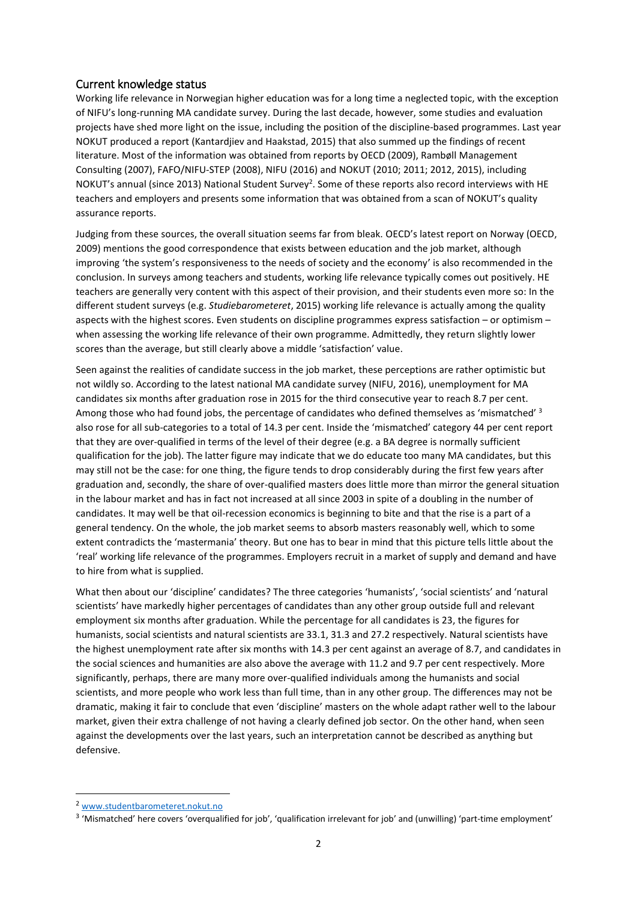## Current knowledge status

Working life relevance in Norwegian higher education was for a long time a neglected topic, with the exception of NIFU's long-running MA candidate survey. During the last decade, however, some studies and evaluation projects have shed more light on the issue, including the position of the discipline-based programmes. Last year NOKUT produced a report (Kantardjiev and Haakstad, 2015) that also summed up the findings of recent literature. Most of the information was obtained from reports by OECD (2009), Rambøll Management Consulting (2007), FAFO/NIFU-STEP (2008), NIFU (2016) and NOKUT (2010; 2011; 2012, 2015), including NOKUT's annual (since 2013) National Student Survey[2]. Some of these reports also record interviews with HE teachers and employers and presents some information that was obtained from a scan of NOKUT's quality assurance reports.

Judging from these sources, the overall situation seems far from bleak. OECD's latest report on Norway (OECD, 2009) mentions the good correspondence that exists between education and the job market, although improving 'the system's responsiveness to the needs of society and the economy' is also recommended in the conclusion. In surveys among teachers and students, working life relevance typically comes out positively. HE teachers are generally very content with this aspect of their provision, and their students even more so: In the different student surveys (e.g. *Studiebarometeret*, 2015) working life relevance is actually among the quality aspects with the highest scores. Even students on discipline programmes express satisfaction – or optimism – when assessing the working life relevance of their own programme. Admittedly, they return slightly lower scores than the average, but still clearly above a middle 'satisfaction' value.

Seen against the realities of candidate success in the job market, these perceptions are rather optimistic but not wildly so. According to the latest national MA candidate survey (NIFU, 2016), unemployment for MA candidates six months after graduation rose in 2015 for the third consecutive year to reach 8.7 per cent. Among those who had found jobs, the percentage of candidates who defined themselves as 'mismatched' [3] also rose for all sub-categories to a total of 14.3 per cent. Inside the 'mismatched' category 44 per cent report that they are over-qualified in terms of the level of their degree (e.g. a BA degree is normally sufficient qualification for the job). The latter figure may indicate that we do educate too many MA candidates, but this may still not be the case: for one thing, the figure tends to drop considerably during the first few years after graduation and, secondly, the share of over-qualified masters does little more than mirror the general situation in the labour market and has in fact not increased at all since 2003 in spite of a doubling in the number of candidates. It may well be that oil-recession economics is beginning to bite and that the rise is a part of a general tendency. On the whole, the job market seems to absorb masters reasonably well, which to some extent contradicts the 'mastermania' theory. But one has to bear in mind that this picture tells little about the 'real' working life relevance of the programmes. Employers recruit in a market of supply and demand and have to hire from what is supplied.

What then about our 'discipline' candidates? The three categories 'humanists', 'social scientists' and 'natural scientists' have markedly higher percentages of candidates than any other group outside full and relevant employment six months after graduation. While the percentage for all candidates is 23, the figures for humanists, social scientists and natural scientists are 33.1, 31.3 and 27.2 respectively. Natural scientists have the highest unemployment rate after six months with 14.3 per cent against an average of 8.7, and candidates in the social sciences and humanities are also above the average with 11.2 and 9.7 per cent respectively. More significantly, perhaps, there are many more over-qualified individuals among the humanists and social scientists, and more people who work less than full time, than in any other group. The differences may not be dramatic, making it fair to conclude that even 'discipline' masters on the whole adapt rather well to the labour market, given their extra challenge of not having a clearly defined job sector. On the other hand, when seen against the developments over the last years, such an interpretation cannot be described as anything but defensive.

[2] www.studentbarometeret.nokut.no

[3] 'Mismatched' here covers 'overqualified for job', 'qualification irrelevant for job' and (unwilling) 'part-time employment'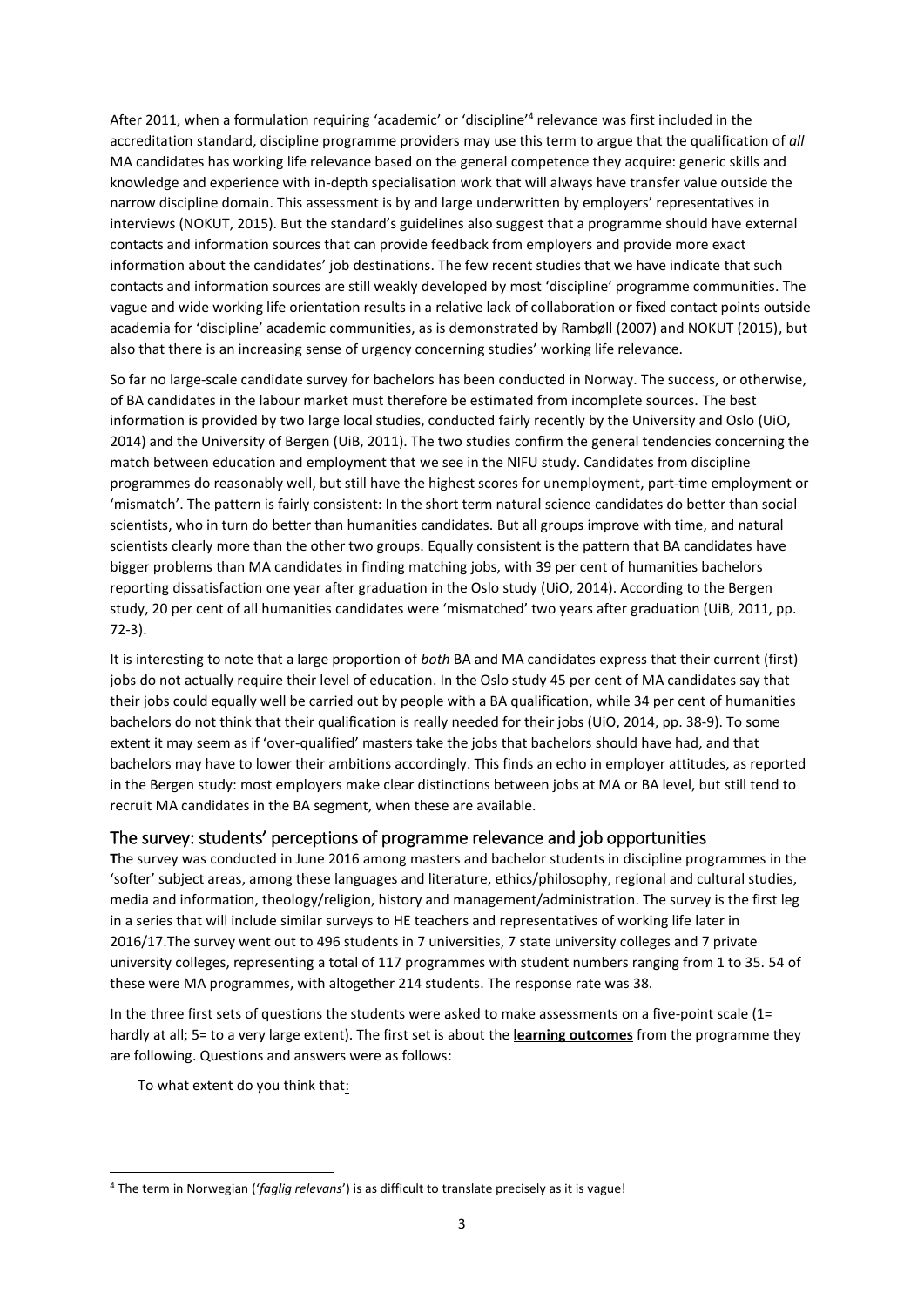After 2011, when a formulation requiring 'academic' or 'discipline'[4] relevance was first included in the accreditation standard, discipline programme providers may use this term to argue that the qualification of *all* MA candidates has working life relevance based on the general competence they acquire: generic skills and knowledge and experience with in-depth specialisation work that will always have transfer value outside the narrow discipline domain. This assessment is by and large underwritten by employers' representatives in interviews (NOKUT, 2015). But the standard's guidelines also suggest that a programme should have external contacts and information sources that can provide feedback from employers and provide more exact information about the candidates' job destinations. The few recent studies that we have indicate that such contacts and information sources are still weakly developed by most 'discipline' programme communities. The vague and wide working life orientation results in a relative lack of collaboration or fixed contact points outside academia for 'discipline' academic communities, as is demonstrated by Rambøll (2007) and NOKUT (2015), but also that there is an increasing sense of urgency concerning studies' working life relevance.

So far no large-scale candidate survey for bachelors has been conducted in Norway. The success, or otherwise, of BA candidates in the labour market must therefore be estimated from incomplete sources. The best information is provided by two large local studies, conducted fairly recently by the University and Oslo (UiO, 2014) and the University of Bergen (UiB, 2011). The two studies confirm the general tendencies concerning the match between education and employment that we see in the NIFU study. Candidates from discipline programmes do reasonably well, but still have the highest scores for unemployment, part-time employment or 'mismatch'. The pattern is fairly consistent: In the short term natural science candidates do better than social scientists, who in turn do better than humanities candidates. But all groups improve with time, and natural scientists clearly more than the other two groups. Equally consistent is the pattern that BA candidates have bigger problems than MA candidates in finding matching jobs, with 39 per cent of humanities bachelors reporting dissatisfaction one year after graduation in the Oslo study (UiO, 2014). According to the Bergen study, 20 per cent of all humanities candidates were 'mismatched' two years after graduation (UiB, 2011, pp. 72-3).

It is interesting to note that a large proportion of *both* BA and MA candidates express that their current (first) jobs do not actually require their level of education. In the Oslo study 45 per cent of MA candidates say that their jobs could equally well be carried out by people with a BA qualification, while 34 per cent of humanities bachelors do not think that their qualification is really needed for their jobs (UiO, 2014, pp. 38-9). To some extent it may seem as if 'over-qualified' masters take the jobs that bachelors should have had, and that bachelors may have to lower their ambitions accordingly. This finds an echo in employer attitudes, as reported in the Bergen study: most employers make clear distinctions between jobs at MA or BA level, but still tend to recruit MA candidates in the BA segment, when these are available.

## The survey: students' perceptions of programme relevance and job opportunities

**T**he survey was conducted in June 2016 among masters and bachelor students in discipline programmes in the 'softer' subject areas, among these languages and literature, ethics/philosophy, regional and cultural studies, media and information, theology/religion, history and management/administration. The survey is the first leg in a series that will include similar surveys to HE teachers and representatives of working life later in 2016/17.The survey went out to 496 students in 7 universities, 7 state university colleges and 7 private university colleges, representing a total of 117 programmes with student numbers ranging from 1 to 35. 54 of these were MA programmes, with altogether 214 students. The response rate was 38.

In the three first sets of questions the students were asked to make assessments on a five-point scale (1= hardly at all; 5= to a very large extent). The first set is about the **learning outcomes** from the programme they are following. Questions and answers were as follows:

To what extent do you think that:

[4] The term in Norwegian ('*faglig relevans*') is as difficult to translate precisely as it is vague!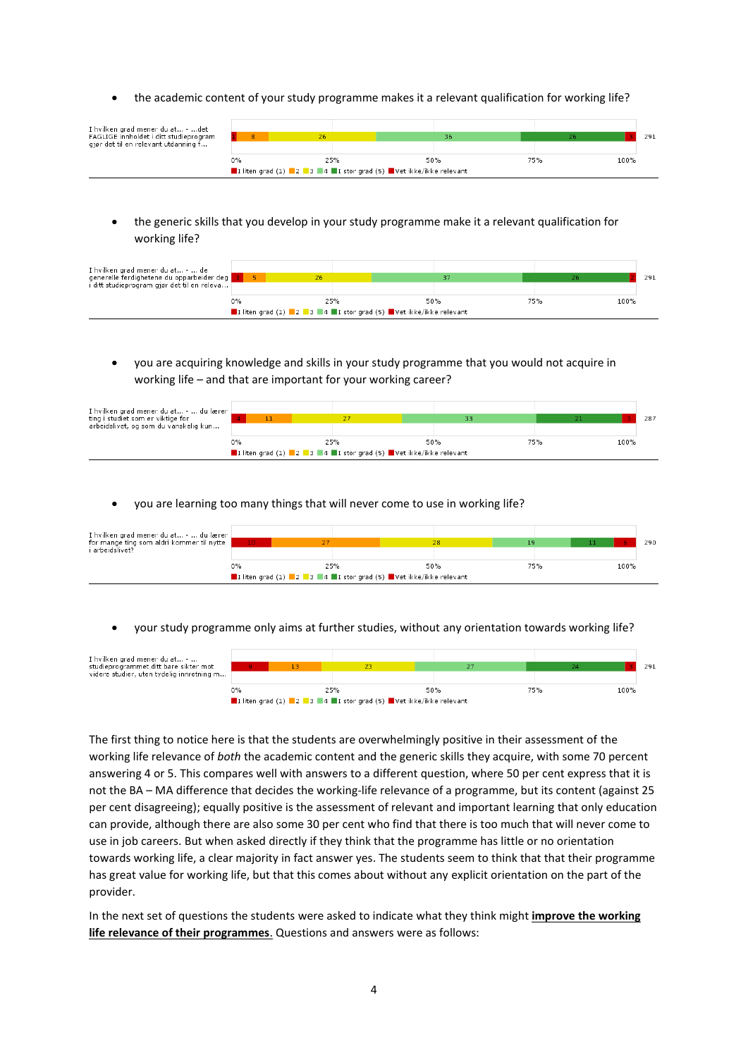- the academic content of your study programme makes it a relevant qualification for working life?

I hvilken grad mener du at... - ...det FAGLIGE innholdet i ditt studieprogram gjør det til en relevant utdanning f...

| I liten grad (1) | 2 | 3 | 4 | I stor grad (5) | Vet ikke/ikke relevant | N |
|---|---|---|---|---|---|---|
| 1 | 8 | 26 | 36 | 26 | 3 | 291 |

- the generic skills that you develop in your study programme make it a relevant qualification for working life?

I hvilken grad mener du at... - ... de generelle ferdighetene du opparbeider deg i ditt studieprogram gjør det til en releva...

| I liten grad (1) | 2 | 3 | 4 | I stor grad (5) | Vet ikke/ikke relevant | N |
|---|---|---|---|---|---|---|
| 3 | 5 | 26 | 37 | 26 | 2 | 291 |

- you are acquiring knowledge and skills in your study programme that you would not acquire in working life – and that are important for your working career?

I hvilken grad mener du at... - ... du lærer ting i studiet som er viktige for arbeidslivet, og som du vanskelig kun...

| I liten grad (1) | 2 | 3 | 4 | I stor grad (5) | Vet ikke/ikke relevant | N |
|---|---|---|---|---|---|---|
| 4 | 11 | 27 | 33 | 21 | 3 | 287 |

- you are learning too many things that will never come to use in working life?

I hvilken grad mener du at... - ... du lærer for mange ting som aldri kommer til nytte i arbeidslivet?

| I liten grad (1) | 2 | 3 | 4 | I stor grad (5) | Vet ikke/ikke relevant | N |
|---|---|---|---|---|---|---|
| 10 | 27 | 28 | 19 | 11 | 4 | 290 |

- your study programme only aims at further studies, without any orientation towards working life?

I hvilken grad mener du at... - ... studieprogrammet ditt bare sikter mot videre studier, uten tydelig innretning m...

| I liten grad (1) | 2 | 3 | 4 | I stor grad (5) | Vet ikke/ikke relevant | N |
|---|---|---|---|---|---|---|
| 9 | 13 | 23 | 27 | 24 | 3 | 291 |

The first thing to notice here is that the students are overwhelmingly positive in their assessment of the working life relevance of *both* the academic content and the generic skills they acquire, with some 70 percent answering 4 or 5. This compares well with answers to a different question, where 50 per cent express that it is not the BA – MA difference that decides the working-life relevance of a programme, but its content (against 25 per cent disagreeing); equally positive is the assessment of relevant and important learning that only education can provide, although there are also some 30 per cent who find that there is too much that will never come to use in job careers. But when asked directly if they think that the programme has little or no orientation towards working life, a clear majority in fact answer yes. The students seem to think that that their programme has great value for working life, but that this comes about without any explicit orientation on the part of the provider.

In the next set of questions the students were asked to indicate what they think might **improve the working life relevance of their programmes**. Questions and answers were as follows: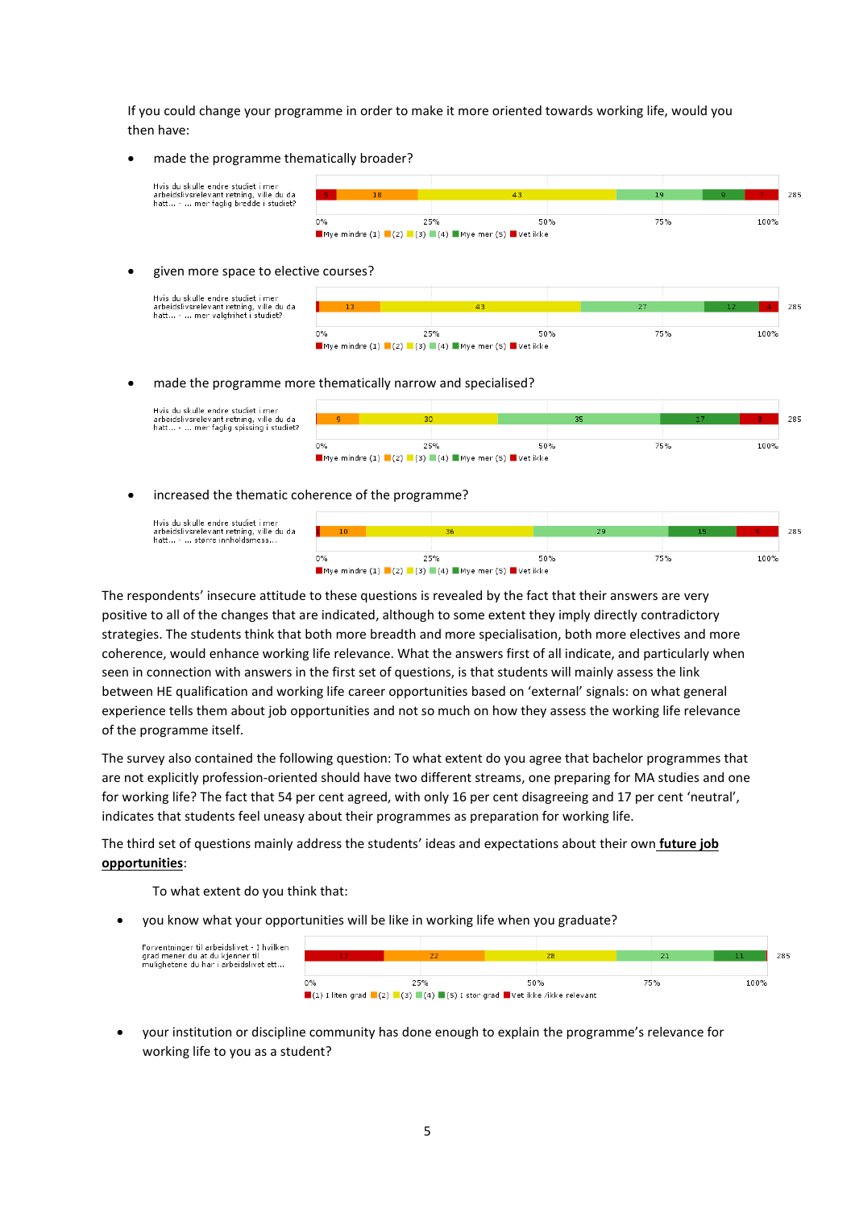If you could change your programme in order to make it more oriented towards working life, would you then have:

- made the programme thematically broader?

Hvis du skulle endre studiet i mer arbeidslivsrelevant retning, ville du da hatt... - ... mer faglig bredde i studiet?

| Mye mindre (1) | (2) | (3) | (4) | Mye mer (5) | Vet ikke | N |
|---|---|---|---|---|---|---|
| 5 | 18 | 43 | 19 | 9 | 7 | 285 |

- given more space to elective courses?

Hvis du skulle endre studiet i mer arbeidslivsrelevant retning, ville du da hatt... - ... mer valgfrihet i studiet?

| Mye mindre (1) | (2) | (3) | (4) | Mye mer (5) | Vet ikke | N |
|---|---|---|---|---|---|---|
|  | 13 | 43 | 27 | 12 | 4 | 285 |

- made the programme more thematically narrow and specialised?

Hvis du skulle endre studiet i mer arbeidslivsrelevant retning, ville du da hatt... - ... mer faglig spissing i studiet?

| Mye mindre (1) | (2) | (3) | (4) | Mye mer (5) | Vet ikke | N |
|---|---|---|---|---|---|---|
|  | 9 | 30 | 35 | 17 | 8 | 285 |

- increased the thematic coherence of the programme?

Hvis du skulle endre studiet i mer arbeidslivsrelevant retning, ville du da hatt... - ... større innholdsmess...

| Mye mindre (1) | (2) | (3) | (4) | Mye mer (5) | Vet ikke | N |
|---|---|---|---|---|---|---|
|  | 10 | 36 | 29 | 15 | 9 | 285 |

The respondents' insecure attitude to these questions is revealed by the fact that their answers are very positive to all of the changes that are indicated, although to some extent they imply directly contradictory strategies. The students think that both more breadth and more specialisation, both more electives and more coherence, would enhance working life relevance. What the answers first of all indicate, and particularly when seen in connection with answers in the first set of questions, is that students will mainly assess the link between HE qualification and working life career opportunities based on 'external' signals: on what general experience tells them about job opportunities and not so much on how they assess the working life relevance of the programme itself.

The survey also contained the following question: To what extent do you agree that bachelor programmes that are not explicitly profession-oriented should have two different streams, one preparing for MA studies and one for working life? The fact that 54 per cent agreed, with only 16 per cent disagreeing and 17 per cent 'neutral', indicates that students feel uneasy about their programmes as preparation for working life.

The third set of questions mainly address the students' ideas and expectations about their own **future job opportunities**:

To what extent do you think that:

- you know what your opportunities will be like in working life when you graduate?

Forventninger til arbeidslivet - I hvilken grad mener du at du kjenner til mulighetene du har i arbeidslivet ett...

| (1) I liten grad | (2) | (3) | (4) | (5) I stor grad | Vet ikke /ikke relevant | N |
|---|---|---|---|---|---|---|
| 17 | 22 | 28 | 21 | 11 |  | 285 |

- your institution or discipline community has done enough to explain the programme's relevance for working life to you as a student?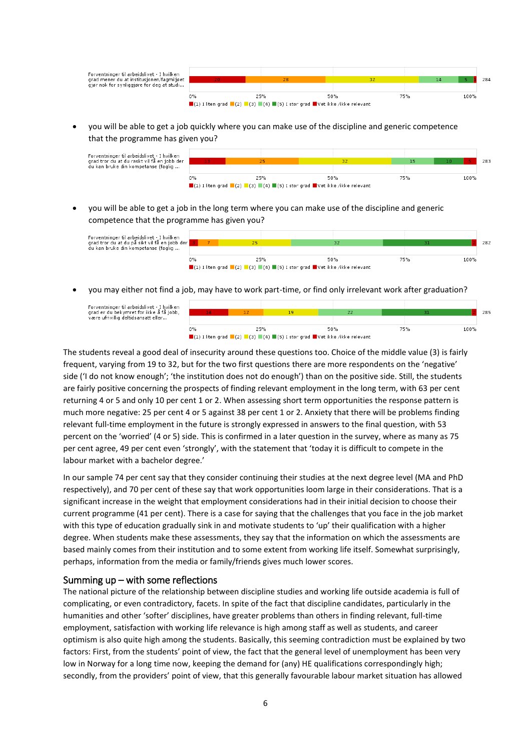| | (1) I liten grad | (2) | (3) | (4) | (5) I stor grad | Vet ikke /ikke relevant | N |
|---|---|---|---|---|---|---|---|
| Forventninger til arbeidslivet - I hvilken grad mener du at institusjonen/fagmiljøet gjør nok for synliggjøre for deg at studi... | 20 | 28 | 32 | 14 | 5 | 1 | 284 |

- you will be able to get a job quickly where you can make use of the discipline and generic competence that the programme has given you?

| | (1) I liten grad | (2) | (3) | (4) | (5) I stor grad | Vet ikke /ikke relevant | N |
|---|---|---|---|---|---|---|---|
| Forventninger til arbeidslivet - I hvilken grad tror du at du raskt vil få en jobb der du kan bruke din kompetanse (faglig ... | 13 | 25 | 32 | 15 | 10 | 4 | 283 |

- you will be able to get a job in the long term where you can make use of the discipline and generic competence that the programme has given you?

| | (1) I liten grad | (2) | (3) | (4) | (5) I stor grad | Vet ikke /ikke relevant | N |
|---|---|---|---|---|---|---|---|
| Forventninger til arbeidslivet - I hvilken grad tror du at du på sikt vil få en jobb der du kan bruke din kompetanse (faglig ... | 3 | 7 | 25 | 32 | 31 | 2 | 282 |

- you may either not find a job, may have to work part-time, or find only irrelevant work after graduation?

| | (1) I liten grad | (2) | (3) | (4) | (5) I stor grad | Vet ikke /ikke relevant | N |
|---|---|---|---|---|---|---|---|
| Forventninger til arbeidslivet - I hvilken grad er du bekymret for ikke å få jobb, være ufrivillig deltidsansatt eller... | 14 | 12 | 19 | 22 | 31 | 2 | 285 |

The students reveal a good deal of insecurity around these questions too. Choice of the middle value (3) is fairly frequent, varying from 19 to 32, but for the two first questions there are more respondents on the 'negative' side ('I do not know enough'; 'the institution does not do enough') than on the positive side. Still, the students are fairly positive concerning the prospects of finding relevant employment in the long term, with 63 per cent returning 4 or 5 and only 10 per cent 1 or 2. When assessing short term opportunities the response pattern is much more negative: 25 per cent 4 or 5 against 38 per cent 1 or 2. Anxiety that there will be problems finding relevant full-time employment in the future is strongly expressed in answers to the final question, with 53 percent on the 'worried' (4 or 5) side. This is confirmed in a later question in the survey, where as many as 75 per cent agree, 49 per cent even 'strongly', with the statement that 'today it is difficult to compete in the labour market with a bachelor degree.'

In our sample 74 per cent say that they consider continuing their studies at the next degree level (MA and PhD respectively), and 70 per cent of these say that work opportunities loom large in their considerations. That is a significant increase in the weight that employment considerations had in their initial decision to choose their current programme (41 per cent). There is a case for saying that the challenges that you face in the job market with this type of education gradually sink in and motivate students to 'up' their qualification with a higher degree. When students make these assessments, they say that the information on which the assessments are based mainly comes from their institution and to some extent from working life itself. Somewhat surprisingly, perhaps, information from the media or family/friends gives much lower scores.

## Summing up – with some reflections

The national picture of the relationship between discipline studies and working life outside academia is full of complicating, or even contradictory, facets. In spite of the fact that discipline candidates, particularly in the humanities and other 'softer' disciplines, have greater problems than others in finding relevant, full-time employment, satisfaction with working life relevance is high among staff as well as students, and career optimism is also quite high among the students. Basically, this seeming contradiction must be explained by two factors: First, from the students' point of view, the fact that the general level of unemployment has been very low in Norway for a long time now, keeping the demand for (any) HE qualifications correspondingly high; secondly, from the providers' point of view, that this generally favourable labour market situation has allowed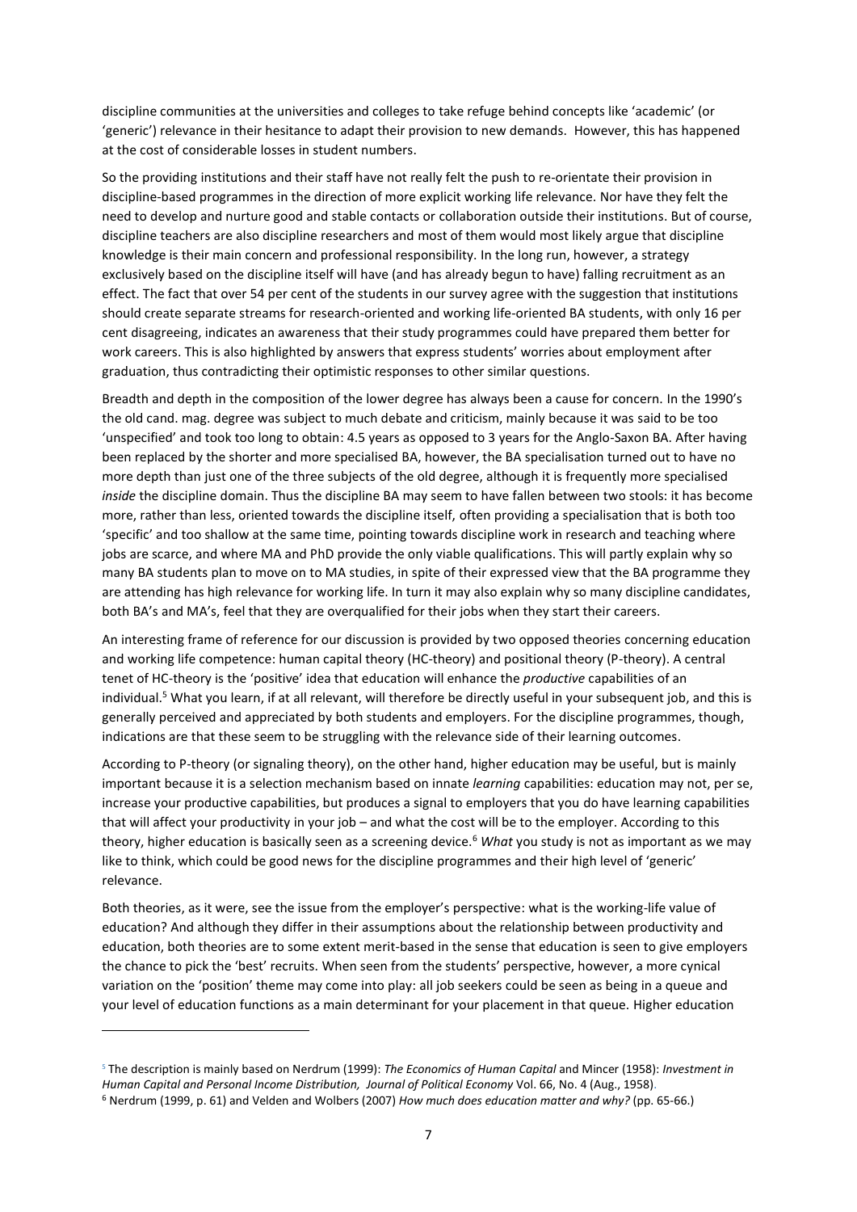discipline communities at the universities and colleges to take refuge behind concepts like 'academic' (or 'generic') relevance in their hesitance to adapt their provision to new demands. However, this has happened at the cost of considerable losses in student numbers.

So the providing institutions and their staff have not really felt the push to re-orientate their provision in discipline-based programmes in the direction of more explicit working life relevance. Nor have they felt the need to develop and nurture good and stable contacts or collaboration outside their institutions. But of course, discipline teachers are also discipline researchers and most of them would most likely argue that discipline knowledge is their main concern and professional responsibility. In the long run, however, a strategy exclusively based on the discipline itself will have (and has already begun to have) falling recruitment as an effect. The fact that over 54 per cent of the students in our survey agree with the suggestion that institutions should create separate streams for research-oriented and working life-oriented BA students, with only 16 per cent disagreeing, indicates an awareness that their study programmes could have prepared them better for work careers. This is also highlighted by answers that express students' worries about employment after graduation, thus contradicting their optimistic responses to other similar questions.

Breadth and depth in the composition of the lower degree has always been a cause for concern. In the 1990's the old cand. mag. degree was subject to much debate and criticism, mainly because it was said to be too 'unspecified' and took too long to obtain: 4.5 years as opposed to 3 years for the Anglo-Saxon BA. After having been replaced by the shorter and more specialised BA, however, the BA specialisation turned out to have no more depth than just one of the three subjects of the old degree, although it is frequently more specialised *inside* the discipline domain. Thus the discipline BA may seem to have fallen between two stools: it has become more, rather than less, oriented towards the discipline itself, often providing a specialisation that is both too 'specific' and too shallow at the same time, pointing towards discipline work in research and teaching where jobs are scarce, and where MA and PhD provide the only viable qualifications. This will partly explain why so many BA students plan to move on to MA studies, in spite of their expressed view that the BA programme they are attending has high relevance for working life. In turn it may also explain why so many discipline candidates, both BA's and MA's, feel that they are overqualified for their jobs when they start their careers.

An interesting frame of reference for our discussion is provided by two opposed theories concerning education and working life competence: human capital theory (HC-theory) and positional theory (P-theory). A central tenet of HC-theory is the 'positive' idea that education will enhance the *productive* capabilities of an individual.[5] What you learn, if at all relevant, will therefore be directly useful in your subsequent job, and this is generally perceived and appreciated by both students and employers. For the discipline programmes, though, indications are that these seem to be struggling with the relevance side of their learning outcomes.

According to P-theory (or signaling theory), on the other hand, higher education may be useful, but is mainly important because it is a selection mechanism based on innate *learning* capabilities: education may not, per se, increase your productive capabilities, but produces a signal to employers that you do have learning capabilities that will affect your productivity in your job – and what the cost will be to the employer. According to this theory, higher education is basically seen as a screening device.[6] *What* you study is not as important as we may like to think, which could be good news for the discipline programmes and their high level of 'generic' relevance.

Both theories, as it were, see the issue from the employer's perspective: what is the working-life value of education? And although they differ in their assumptions about the relationship between productivity and education, both theories are to some extent merit-based in the sense that education is seen to give employers the chance to pick the 'best' recruits. When seen from the students' perspective, however, a more cynical variation on the 'position' theme may come into play: all job seekers could be seen as being in a queue and your level of education functions as a main determinant for your placement in that queue. Higher education

---

[5] The description is mainly based on Nerdrum (1999): *The Economics of Human Capital* and Mincer (1958): *Investment in Human Capital and Personal Income Distribution, Journal of Political Economy* Vol. 66, No. 4 (Aug., 1958).

[6] Nerdrum (1999, p. 61) and Velden and Wolbers (2007) *How much does education matter and why?* (pp. 65-66.)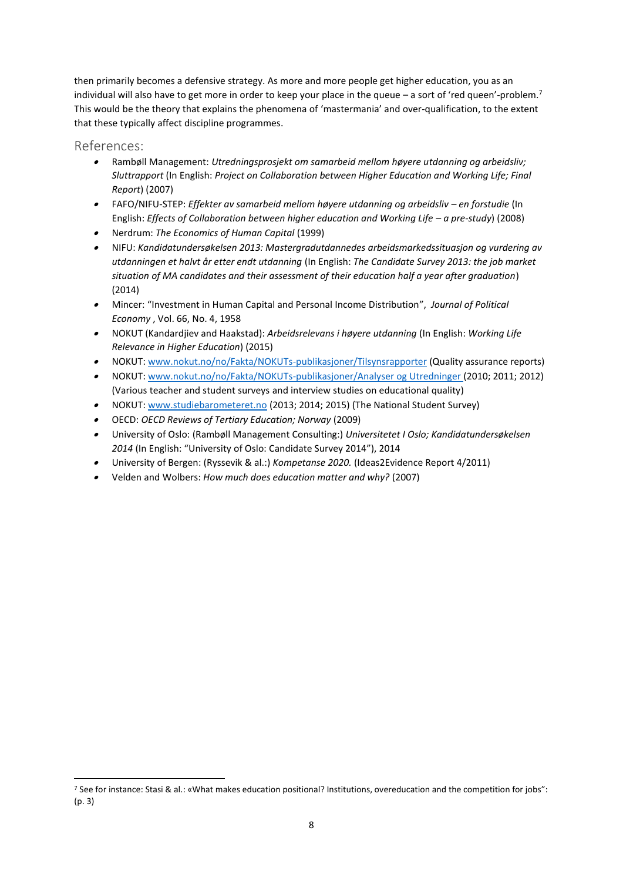then primarily becomes a defensive strategy. As more and more people get higher education, you as an individual will also have to get more in order to keep your place in the queue – a sort of 'red queen'-problem.[7] This would be the theory that explains the phenomena of 'mastermania' and over-qualification, to the extent that these typically affect discipline programmes.

## References:

- Rambøll Management: *Utredningsprosjekt om samarbeid mellom høyere utdanning og arbeidsliv; Sluttrapport* (In English: *Project on Collaboration between Higher Education and Working Life; Final Report*) (2007)
- FAFO/NIFU-STEP: *Effekter av samarbeid mellom høyere utdanning og arbeidsliv – en forstudie* (In English: *Effects of Collaboration between higher education and Working Life – a pre-study*) (2008)
- Nerdrum: *The Economics of Human Capital* (1999)
- NIFU: *Kandidatundersøkelsen 2013: Mastergradutdannedes arbeidsmarkedssituasjon og vurdering av utdanningen et halvt år etter endt utdanning* (In English: *The Candidate Survey 2013: the job market situation of MA candidates and their assessment of their education half a year after graduation*) (2014)
- Mincer: "Investment in Human Capital and Personal Income Distribution", *Journal of Political Economy* , Vol. 66, No. 4, 1958
- NOKUT (Kandardjiev and Haakstad): *Arbeidsrelevans i høyere utdanning* (In English: *Working Life Relevance in Higher Education*) (2015)
- NOKUT: www.nokut.no/no/Fakta/NOKUTs-publikasjoner/Tilsynsrapporter (Quality assurance reports)
- NOKUT: www.nokut.no/no/Fakta/NOKUTs-publikasjoner/Analyser og Utredninger (2010; 2011; 2012) (Various teacher and student surveys and interview studies on educational quality)
- NOKUT: www.studiebarometeret.no (2013; 2014; 2015) (The National Student Survey)
- OECD: *OECD Reviews of Tertiary Education; Norway* (2009)
- University of Oslo: (Rambøll Management Consulting:) *Universitetet I Oslo; Kandidatundersøkelsen 2014* (In English: "University of Oslo: Candidate Survey 2014"), 2014
- University of Bergen: (Ryssevik & al.:) *Kompetanse 2020.* (Ideas2Evidence Report 4/2011)
- Velden and Wolbers: *How much does education matter and why?* (2007)

[7] See for instance: Stasi & al.: «What makes education positional? Institutions, overeducation and the competition for jobs": (p. 3)